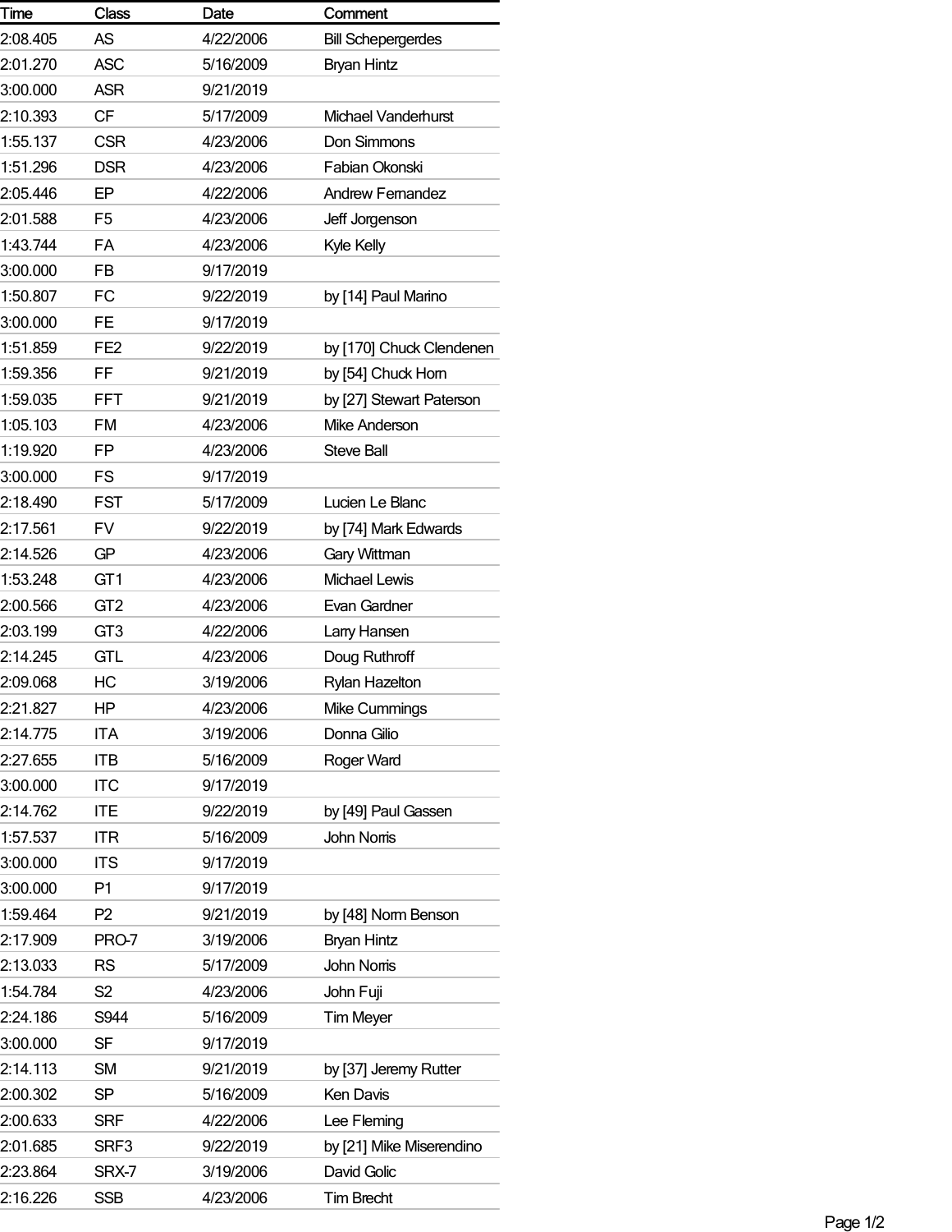| Time | Class | Date | Comment |
|---|---|---|---|
| 2:08.405 | AS | 4/22/2006 | Bill Schepergerdes |
| 2:01.270 | ASC | 5/16/2009 | Bryan Hintz |
| 3:00.000 | ASR | 9/21/2019 | |
| 2:10.393 | CF | 5/17/2009 | Michael Vanderhurst |
| 1:55.137 | CSR | 4/23/2006 | Don Simmons |
| 1:51.296 | DSR | 4/23/2006 | Fabian Okonski |
| 2:05.446 | EP | 4/22/2006 | Andrew Fernandez |
| 2:01.588 | F5 | 4/23/2006 | Jeff Jorgenson |
| 1:43.744 | FA | 4/23/2006 | Kyle Kelly |
| 3:00.000 | FB | 9/17/2019 | |
| 1:50.807 | FC | 9/22/2019 | by [14] Paul Marino |
| 3:00.000 | FE | 9/17/2019 | |
| 1:51.859 | FE2 | 9/22/2019 | by [170] Chuck Clendenen |
| 1:59.356 | FF | 9/21/2019 | by [54] Chuck Horn |
| 1:59.035 | FFT | 9/21/2019 | by [27] Stewart Paterson |
| 1:05.103 | FM | 4/23/2006 | Mike Anderson |
| 1:19.920 | FP | 4/23/2006 | Steve Ball |
| 3:00.000 | FS | 9/17/2019 | |
| 2:18.490 | FST | 5/17/2009 | Lucien Le Blanc |
| 2:17.561 | FV | 9/22/2019 | by [74] Mark Edwards |
| 2:14.526 | GP | 4/23/2006 | Gary Wittman |
| 1:53.248 | GT1 | 4/23/2006 | Michael Lewis |
| 2:00.566 | GT2 | 4/23/2006 | Evan Gardner |
| 2:03.199 | GT3 | 4/22/2006 | Larry Hansen |
| 2:14.245 | GTL | 4/23/2006 | Doug Ruthroff |
| 2:09.068 | HC | 3/19/2006 | Rylan Hazelton |
| 2:21.827 | HP | 4/23/2006 | Mike Cummings |
| 2:14.775 | ITA | 3/19/2006 | Donna Gilio |
| 2:27.655 | ITB | 5/16/2009 | Roger Ward |
| 3:00.000 | ITC | 9/17/2019 | |
| 2:14.762 | ITE | 9/22/2019 | by [49] Paul Gassen |
| 1:57.537 | ITR | 5/16/2009 | John Norris |
| 3:00.000 | ITS | 9/17/2019 | |
| 3:00.000 | P1 | 9/17/2019 | |
| 1:59.464 | P2 | 9/21/2019 | by [48] Norm Benson |
| 2:17.909 | PRO-7 | 3/19/2006 | Bryan Hintz |
| 2:13.033 | RS | 5/17/2009 | John Norris |
| 1:54.784 | S2 | 4/23/2006 | John Fuji |
| 2:24.186 | S944 | 5/16/2009 | Tim Meyer |
| 3:00.000 | SF | 9/17/2019 | |
| 2:14.113 | SM | 9/21/2019 | by [37] Jeremy Rutter |
| 2:00.302 | SP | 5/16/2009 | Ken Davis |
| 2:00.633 | SRF | 4/22/2006 | Lee Fleming |
| 2:01.685 | SRF3 | 9/22/2019 | by [21] Mike Miserendino |
| 2:23.864 | SRX-7 | 3/19/2006 | David Golic |
| 2:16.226 | SSB | 4/23/2006 | Tim Brecht |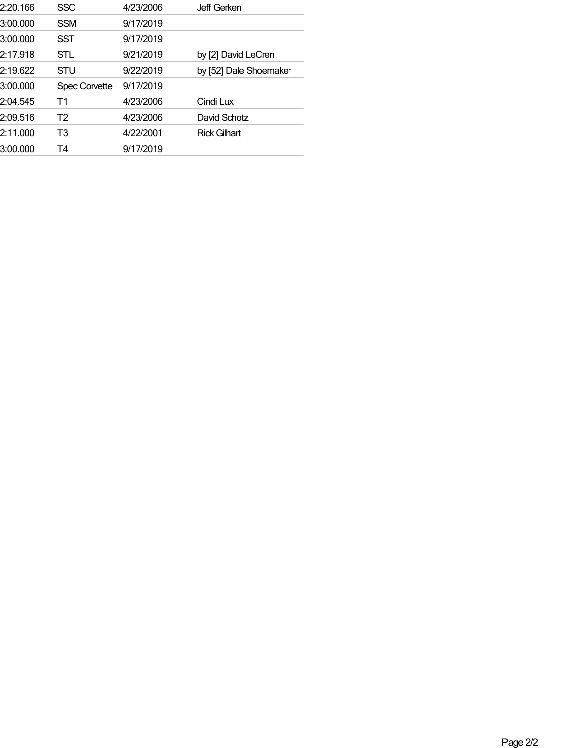| | | | |
|---|---|---|---|
| 2:20.166 | SSC | 4/23/2006 | Jeff Gerken |
| 3:00.000 | SSM | 9/17/2019 | |
| 3:00.000 | SST | 9/17/2019 | |
| 2:17.918 | STL | 9/21/2019 | by [2] David LeCren |
| 2:19.622 | STU | 9/22/2019 | by [52] Dale Shoemaker |
| 3:00.000 | Spec Corvette | 9/17/2019 | |
| 2:04.545 | T1 | 4/23/2006 | Cindi Lux |
| 2:09.516 | T2 | 4/23/2006 | David Schotz |
| 2:11.000 | T3 | 4/22/2001 | Rick Gilhart |
| 3:00.000 | T4 | 9/17/2019 | |